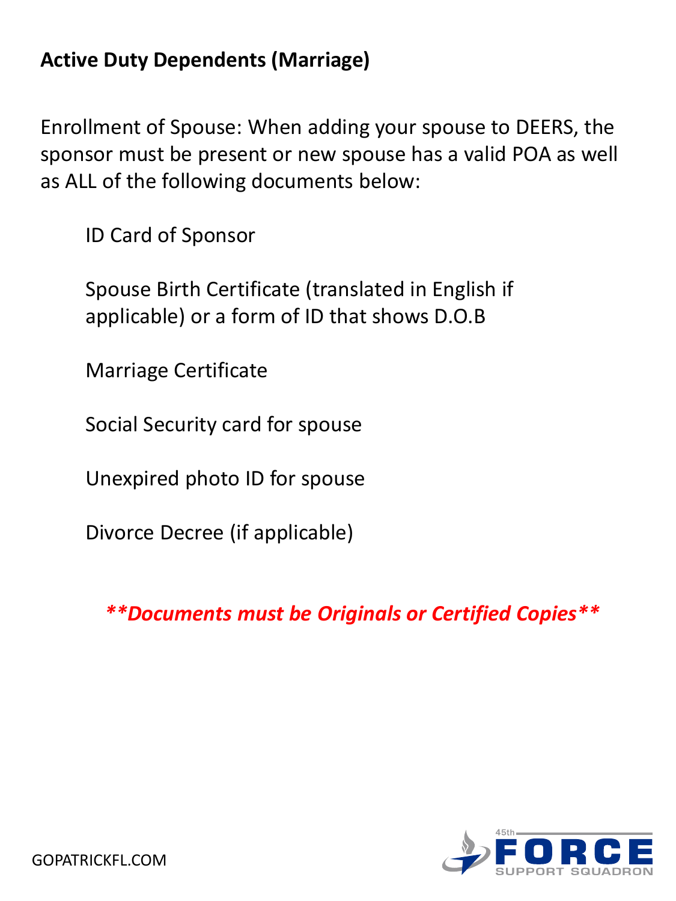## Active Duty Dependents (Marriage)

Enrollment of Spouse: When adding your spouse to DEERS, the sponsor must be present or new spouse has a valid POA as well as ALL of the following documents below:

- ID Card of Sponsor
- Spouse Birth Certificate (translated in English if applicable) or a form of ID that shows D.O.B
- Marriage Certificate
- Social Security card for spouse
- Unexpired photo ID for spouse
- Divorce Decree (if applicable)

***\*\*Documents must be Originals or Certified Copies\*\****

GOPATRICKFL.COM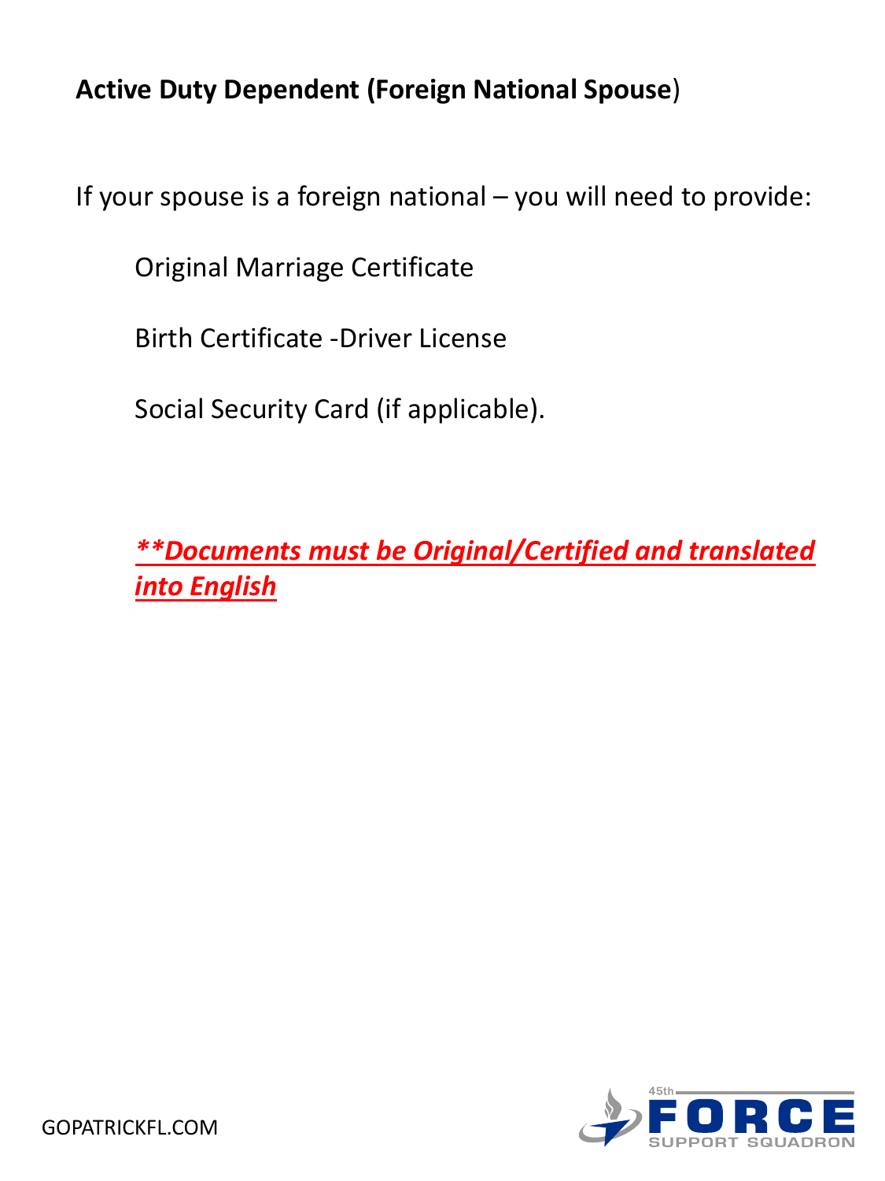**Active Duty Dependent (Foreign National Spouse)**

If your spouse is a foreign national – you will need to provide:

Original Marriage Certificate

Birth Certificate -Driver License

Social Security Card (if applicable).

***\*\*Documents must be Original/Certified and translated into English***

GOPATRICKFL.COM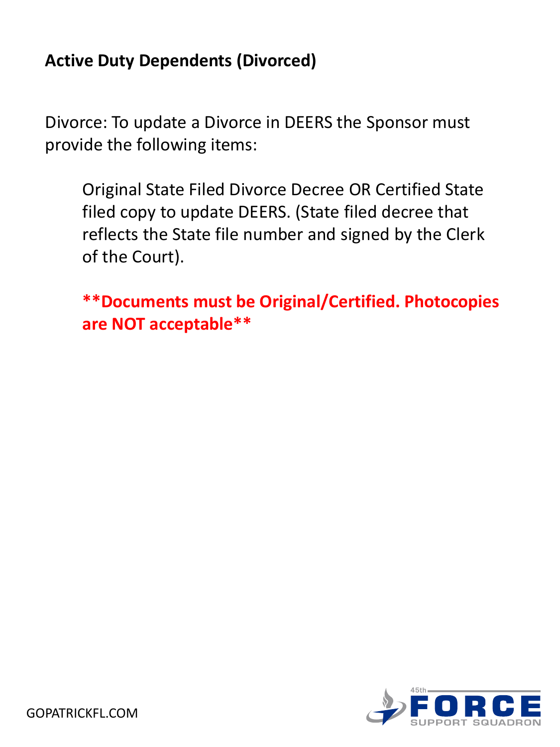**Active Duty Dependents (Divorced)**

Divorce: To update a Divorce in DEERS the Sponsor must provide the following items:

> Original State Filed Divorce Decree OR Certified State filed copy to update DEERS. (State filed decree that reflects the State file number and signed by the Clerk of the Court).
>
> ****Documents must be Original/Certified. Photocopies are NOT acceptable****

GOPATRICKFL.COM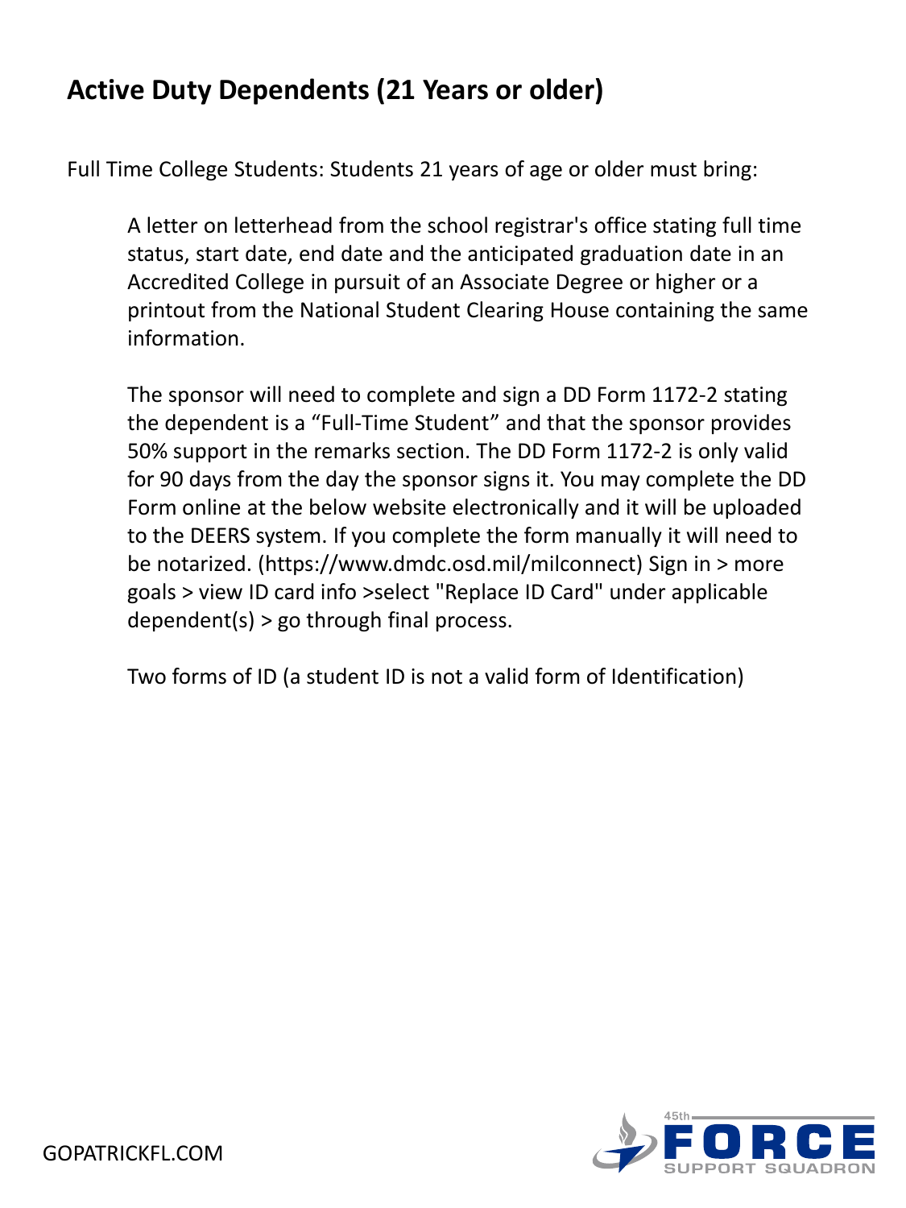# Active Duty Dependents (21 Years or older)

Full Time College Students: Students 21 years of age or older must bring:

A letter on letterhead from the school registrar's office stating full time status, start date, end date and the anticipated graduation date in an Accredited College in pursuit of an Associate Degree or higher or a printout from the National Student Clearing House containing the same information.

The sponsor will need to complete and sign a DD Form 1172-2 stating the dependent is a "Full-Time Student" and that the sponsor provides 50% support in the remarks section. The DD Form 1172-2 is only valid for 90 days from the day the sponsor signs it. You may complete the DD Form online at the below website electronically and it will be uploaded to the DEERS system. If you complete the form manually it will need to be notarized. (https://www.dmdc.osd.mil/milconnect) Sign in > more goals > view ID card info >select "Replace ID Card" under applicable dependent(s) > go through final process.

Two forms of ID (a student ID is not a valid form of Identification)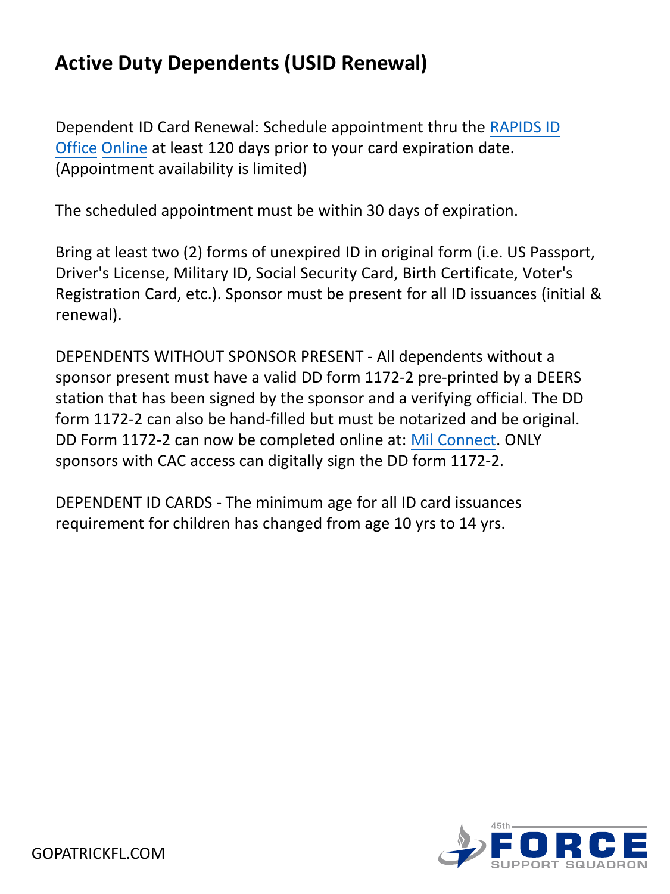# Active Duty Dependents (USID Renewal)

Dependent ID Card Renewal: Schedule appointment thru the RAPIDS ID Office Online at least 120 days prior to your card expiration date. (Appointment availability is limited)

The scheduled appointment must be within 30 days of expiration.

Bring at least two (2) forms of unexpired ID in original form (i.e. US Passport, Driver's License, Military ID, Social Security Card, Birth Certificate, Voter's Registration Card, etc.). Sponsor must be present for all ID issuances (initial & renewal).

DEPENDENTS WITHOUT SPONSOR PRESENT - All dependents without a sponsor present must have a valid DD form 1172-2 pre-printed by a DEERS station that has been signed by the sponsor and a verifying official. The DD form 1172-2 can also be hand-filled but must be notarized and be original. DD Form 1172-2 can now be completed online at: Mil Connect. ONLY sponsors with CAC access can digitally sign the DD form 1172-2.

DEPENDENT ID CARDS - The minimum age for all ID card issuances requirement for children has changed from age 10 yrs to 14 yrs.